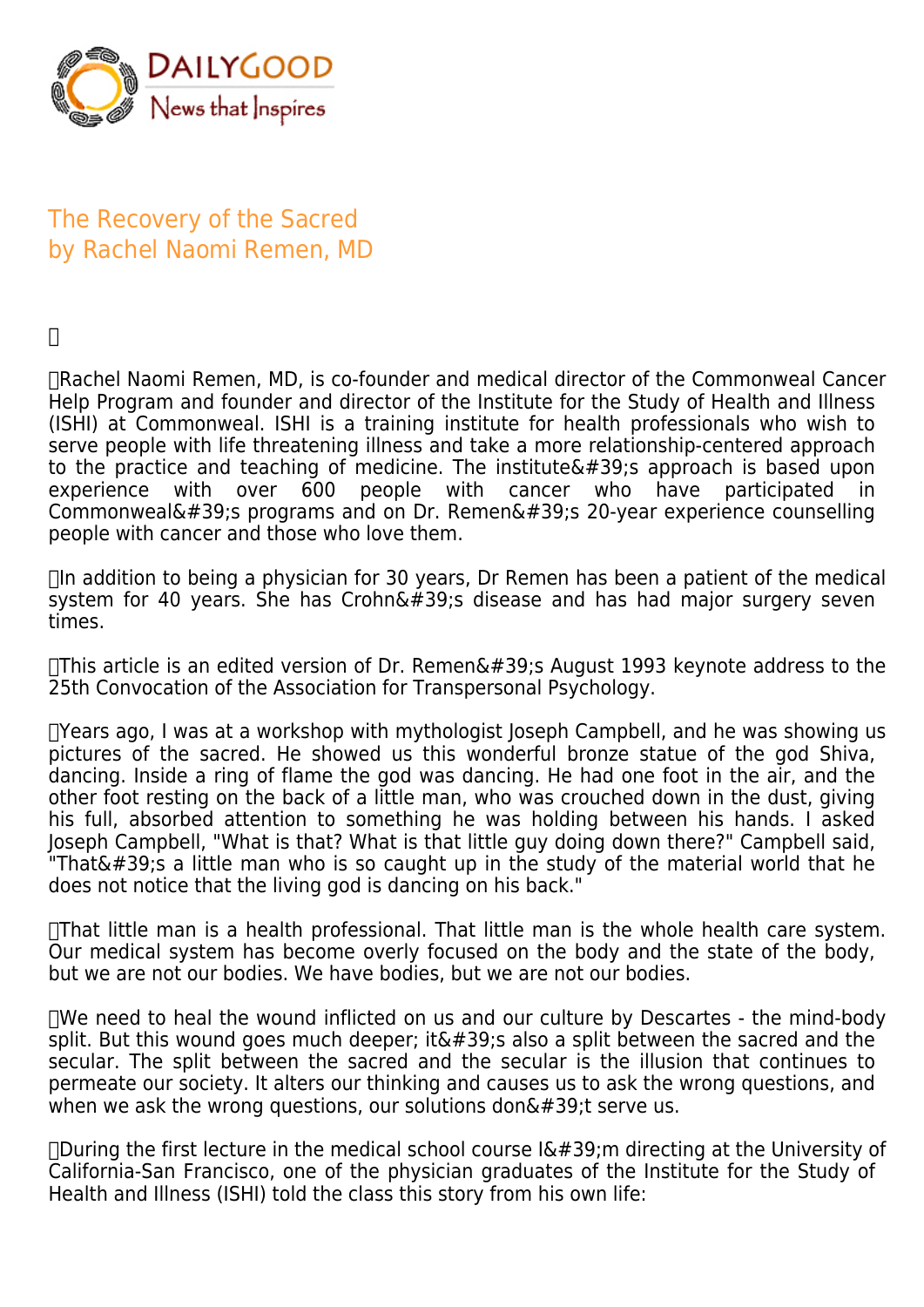# The Recovery of the Sacred
by Rachel Naomi Remen, MD

Rachel Naomi Remen, MD, is co-founder and medical director of the Commonweal Cancer Help Program and founder and director of the Institute for the Study of Health and Illness (ISHI) at Commonweal. ISHI is a training institute for health professionals who wish to serve people with life threatening illness and take a more relationship-centered approach to the practice and teaching of medicine. The institute's approach is based upon experience with over 600 people with cancer who have participated in Commonweal's programs and on Dr. Remen's 20-year experience counselling people with cancer and those who love them.

In addition to being a physician for 30 years, Dr Remen has been a patient of the medical system for 40 years. She has Crohn's disease and has had major surgery seven times.

This article is an edited version of Dr. Remen's August 1993 keynote address to the 25th Convocation of the Association for Transpersonal Psychology.

Years ago, I was at a workshop with mythologist Joseph Campbell, and he was showing us pictures of the sacred. He showed us this wonderful bronze statue of the god Shiva, dancing. Inside a ring of flame the god was dancing. He had one foot in the air, and the other foot resting on the back of a little man, who was crouched down in the dust, giving his full, absorbed attention to something he was holding between his hands. I asked Joseph Campbell, "What is that? What is that little guy doing down there?" Campbell said, "That's a little man who is so caught up in the study of the material world that he does not notice that the living god is dancing on his back."

That little man is a health professional. That little man is the whole health care system. Our medical system has become overly focused on the body and the state of the body, but we are not our bodies. We have bodies, but we are not our bodies.

We need to heal the wound inflicted on us and our culture by Descartes - the mind-body split. But this wound goes much deeper; it's also a split between the sacred and the secular. The split between the sacred and the secular is the illusion that continues to permeate our society. It alters our thinking and causes us to ask the wrong questions, and when we ask the wrong questions, our solutions don't serve us.

During the first lecture in the medical school course I'm directing at the University of California-San Francisco, one of the physician graduates of the Institute for the Study of Health and Illness (ISHI) told the class this story from his own life: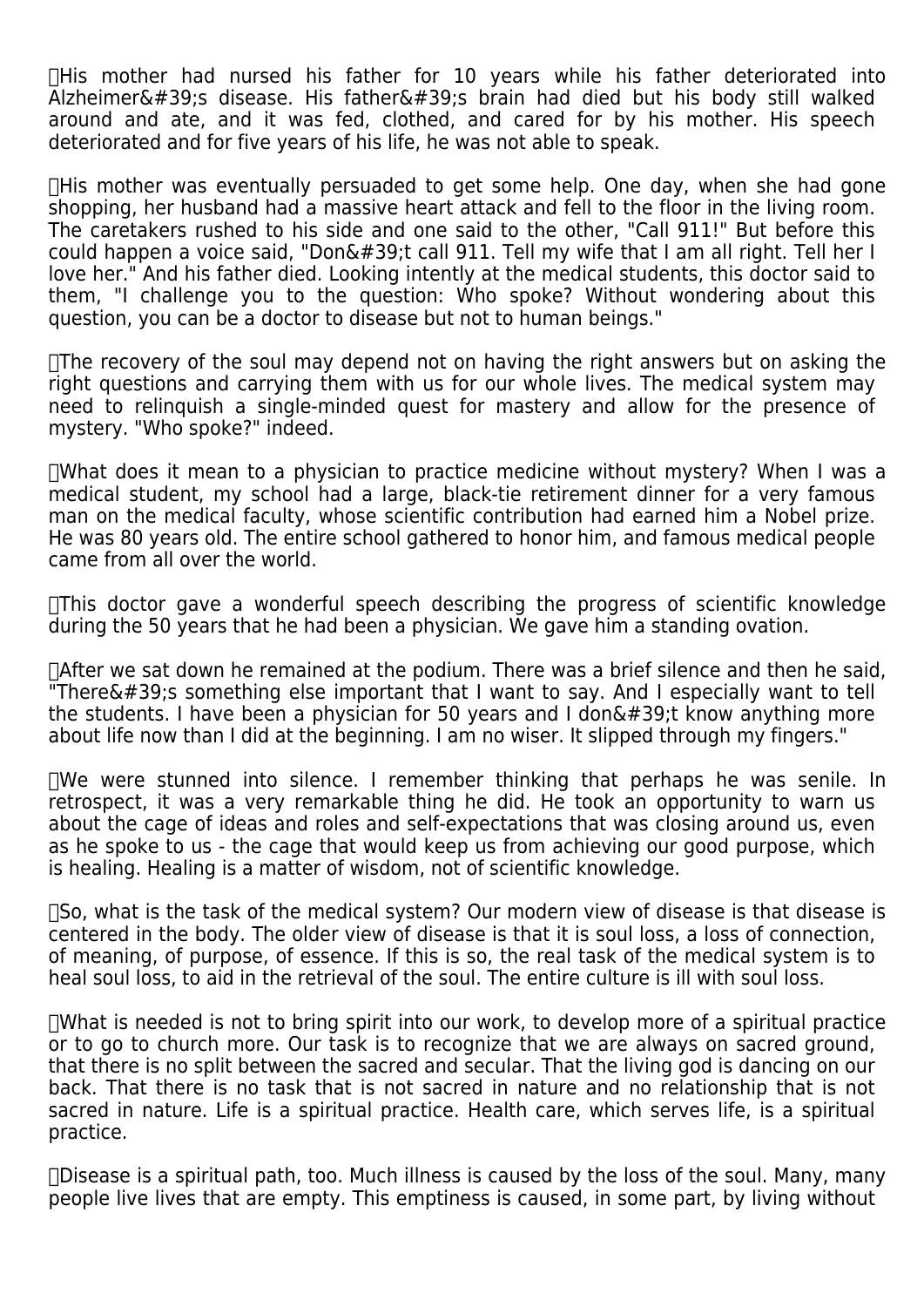His mother had nursed his father for 10 years while his father deteriorated into Alzheimer's disease. His father's brain had died but his body still walked around and ate, and it was fed, clothed, and cared for by his mother. His speech deteriorated and for five years of his life, he was not able to speak.

His mother was eventually persuaded to get some help. One day, when she had gone shopping, her husband had a massive heart attack and fell to the floor in the living room. The caretakers rushed to his side and one said to the other, "Call 911!" But before this could happen a voice said, "Don't call 911. Tell my wife that I am all right. Tell her I love her." And his father died. Looking intently at the medical students, this doctor said to them, "I challenge you to the question: Who spoke? Without wondering about this question, you can be a doctor to disease but not to human beings."

The recovery of the soul may depend not on having the right answers but on asking the right questions and carrying them with us for our whole lives. The medical system may need to relinquish a single-minded quest for mastery and allow for the presence of mystery. "Who spoke?" indeed.

What does it mean to a physician to practice medicine without mystery? When I was a medical student, my school had a large, black-tie retirement dinner for a very famous man on the medical faculty, whose scientific contribution had earned him a Nobel prize. He was 80 years old. The entire school gathered to honor him, and famous medical people came from all over the world.

This doctor gave a wonderful speech describing the progress of scientific knowledge during the 50 years that he had been a physician. We gave him a standing ovation.

After we sat down he remained at the podium. There was a brief silence and then he said, "There's something else important that I want to say. And I especially want to tell the students. I have been a physician for 50 years and I don't know anything more about life now than I did at the beginning. I am no wiser. It slipped through my fingers."

We were stunned into silence. I remember thinking that perhaps he was senile. In retrospect, it was a very remarkable thing he did. He took an opportunity to warn us about the cage of ideas and roles and self-expectations that was closing around us, even as he spoke to us - the cage that would keep us from achieving our good purpose, which is healing. Healing is a matter of wisdom, not of scientific knowledge.

So, what is the task of the medical system? Our modern view of disease is that disease is centered in the body. The older view of disease is that it is soul loss, a loss of connection, of meaning, of purpose, of essence. If this is so, the real task of the medical system is to heal soul loss, to aid in the retrieval of the soul. The entire culture is ill with soul loss.

What is needed is not to bring spirit into our work, to develop more of a spiritual practice or to go to church more. Our task is to recognize that we are always on sacred ground, that there is no split between the sacred and secular. That the living god is dancing on our back. That there is no task that is not sacred in nature and no relationship that is not sacred in nature. Life is a spiritual practice. Health care, which serves life, is a spiritual practice.

Disease is a spiritual path, too. Much illness is caused by the loss of the soul. Many, many people live lives that are empty. This emptiness is caused, in some part, by living without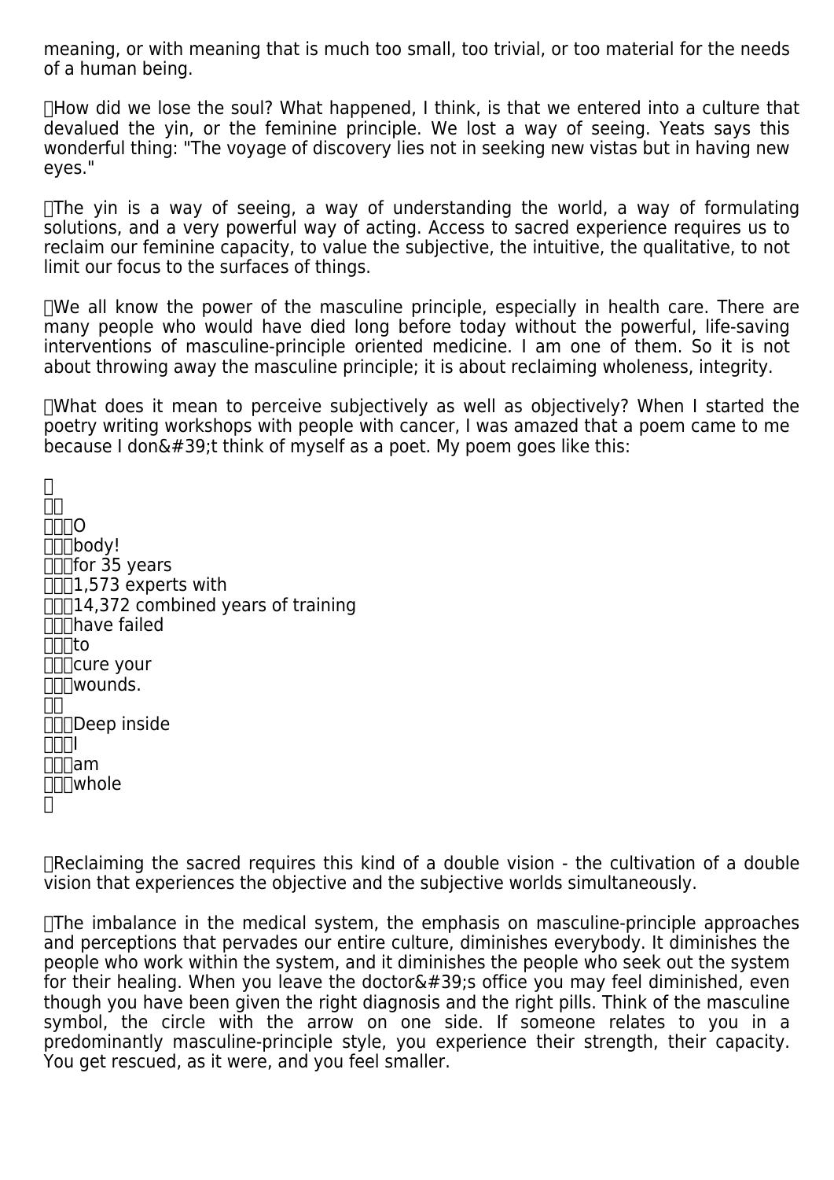meaning, or with meaning that is much too small, too trivial, or too material for the needs of a human being.

How did we lose the soul? What happened, I think, is that we entered into a culture that devalued the yin, or the feminine principle. We lost a way of seeing. Yeats says this wonderful thing: "The voyage of discovery lies not in seeking new vistas but in having new eyes."

The yin is a way of seeing, a way of understanding the world, a way of formulating solutions, and a very powerful way of acting. Access to sacred experience requires us to reclaim our feminine capacity, to value the subjective, the intuitive, the qualitative, to not limit our focus to the surfaces of things.

We all know the power of the masculine principle, especially in health care. There are many people who would have died long before today without the powerful, life-saving interventions of masculine-principle oriented medicine. I am one of them. So it is not about throwing away the masculine principle; it is about reclaiming wholeness, integrity.

What does it mean to perceive subjectively as well as objectively? When I started the poetry writing workshops with people with cancer, I was amazed that a poem came to me because I don't think of myself as a poet. My poem goes like this:

O  
body!  
for 35 years  
1,573 experts with  
14,372 combined years of training  
have failed  
to  
cure your  
wounds.

Deep inside  
I  
am  
whole

Reclaiming the sacred requires this kind of a double vision - the cultivation of a double vision that experiences the objective and the subjective worlds simultaneously.

The imbalance in the medical system, the emphasis on masculine-principle approaches and perceptions that pervades our entire culture, diminishes everybody. It diminishes the people who work within the system, and it diminishes the people who seek out the system for their healing. When you leave the doctor's office you may feel diminished, even though you have been given the right diagnosis and the right pills. Think of the masculine symbol, the circle with the arrow on one side. If someone relates to you in a predominantly masculine-principle style, you experience their strength, their capacity. You get rescued, as it were, and you feel smaller.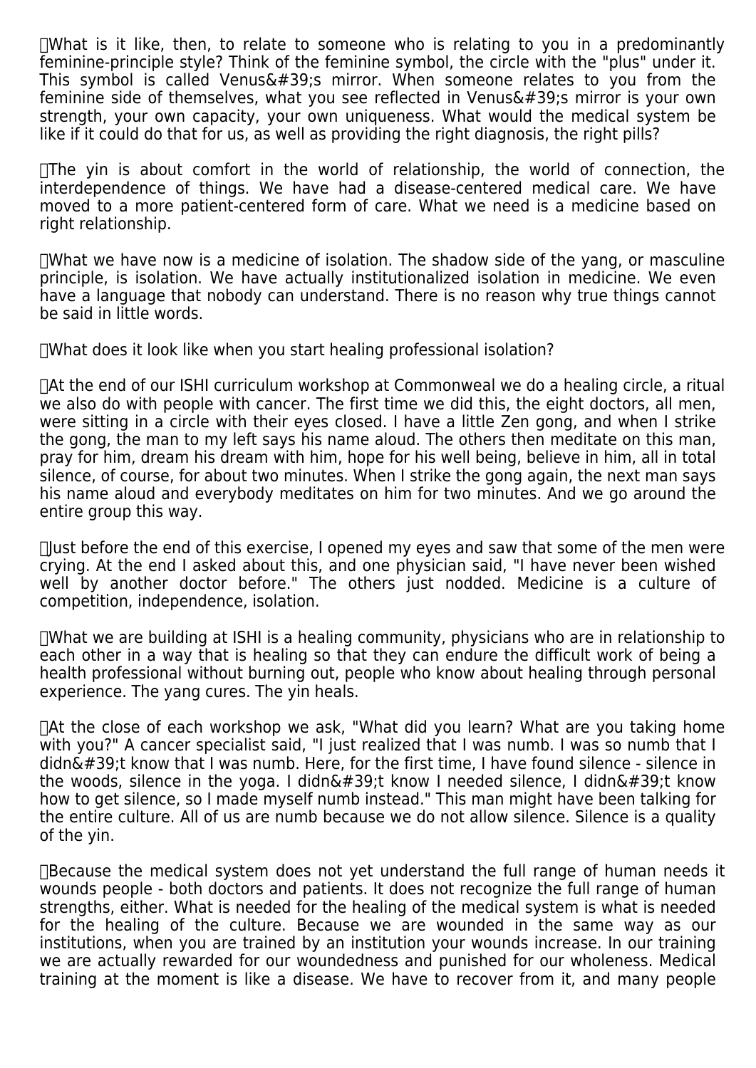What is it like, then, to relate to someone who is relating to you in a predominantly feminine-principle style? Think of the feminine symbol, the circle with the "plus" under it. This symbol is called Venus&#39;s mirror. When someone relates to you from the feminine side of themselves, what you see reflected in Venus&#39;s mirror is your own strength, your own capacity, your own uniqueness. What would the medical system be like if it could do that for us, as well as providing the right diagnosis, the right pills?

The yin is about comfort in the world of relationship, the world of connection, the interdependence of things. We have had a disease-centered medical care. We have moved to a more patient-centered form of care. What we need is a medicine based on right relationship.

What we have now is a medicine of isolation. The shadow side of the yang, or masculine principle, is isolation. We have actually institutionalized isolation in medicine. We even have a language that nobody can understand. There is no reason why true things cannot be said in little words.

What does it look like when you start healing professional isolation?

At the end of our ISHI curriculum workshop at Commonweal we do a healing circle, a ritual we also do with people with cancer. The first time we did this, the eight doctors, all men, were sitting in a circle with their eyes closed. I have a little Zen gong, and when I strike the gong, the man to my left says his name aloud. The others then meditate on this man, pray for him, dream his dream with him, hope for his well being, believe in him, all in total silence, of course, for about two minutes. When I strike the gong again, the next man says his name aloud and everybody meditates on him for two minutes. And we go around the entire group this way.

Just before the end of this exercise, I opened my eyes and saw that some of the men were crying. At the end I asked about this, and one physician said, "I have never been wished well by another doctor before." The others just nodded. Medicine is a culture of competition, independence, isolation.

What we are building at ISHI is a healing community, physicians who are in relationship to each other in a way that is healing so that they can endure the difficult work of being a health professional without burning out, people who know about healing through personal experience. The yang cures. The yin heals.

At the close of each workshop we ask, "What did you learn? What are you taking home with you?" A cancer specialist said, "I just realized that I was numb. I was so numb that I didn&#39;t know that I was numb. Here, for the first time, I have found silence - silence in the woods, silence in the yoga. I didn&#39;t know I needed silence, I didn&#39;t know how to get silence, so I made myself numb instead." This man might have been talking for the entire culture. All of us are numb because we do not allow silence. Silence is a quality of the yin.

Because the medical system does not yet understand the full range of human needs it wounds people - both doctors and patients. It does not recognize the full range of human strengths, either. What is needed for the healing of the medical system is what is needed for the healing of the culture. Because we are wounded in the same way as our institutions, when you are trained by an institution your wounds increase. In our training we are actually rewarded for our woundedness and punished for our wholeness. Medical training at the moment is like a disease. We have to recover from it, and many people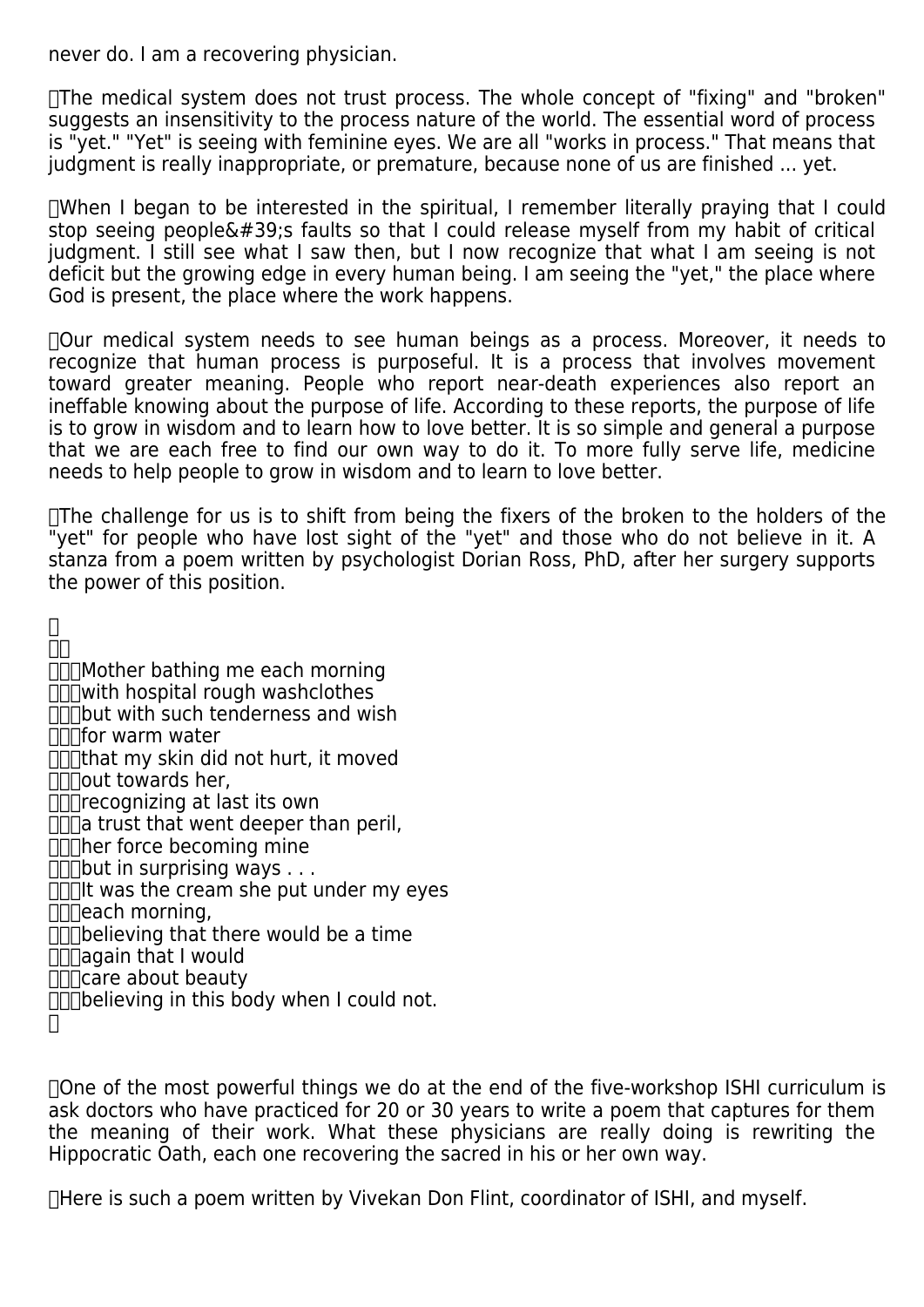never do. I am a recovering physician.

The medical system does not trust process. The whole concept of "fixing" and "broken" suggests an insensitivity to the process nature of the world. The essential word of process is "yet." "Yet" is seeing with feminine eyes. We are all "works in process." That means that judgment is really inappropriate, or premature, because none of us are finished ... yet.

When I began to be interested in the spiritual, I remember literally praying that I could stop seeing people's faults so that I could release myself from my habit of critical judgment. I still see what I saw then, but I now recognize that what I am seeing is not deficit but the growing edge in every human being. I am seeing the "yet," the place where God is present, the place where the work happens.

Our medical system needs to see human beings as a process. Moreover, it needs to recognize that human process is purposeful. It is a process that involves movement toward greater meaning. People who report near-death experiences also report an ineffable knowing about the purpose of life. According to these reports, the purpose of life is to grow in wisdom and to learn how to love better. It is so simple and general a purpose that we are each free to find our own way to do it. To more fully serve life, medicine needs to help people to grow in wisdom and to learn to love better.

The challenge for us is to shift from being the fixers of the broken to the holders of the "yet" for people who have lost sight of the "yet" and those who do not believe in it. A stanza from a poem written by psychologist Dorian Ross, PhD, after her surgery supports the power of this position.

Mother bathing me each morning
with hospital rough washclothes
but with such tenderness and wish
for warm water
that my skin did not hurt, it moved
out towards her,
recognizing at last its own
a trust that went deeper than peril,
her force becoming mine
but in surprising ways . . .
It was the cream she put under my eyes
each morning,
believing that there would be a time
again that I would
care about beauty
believing in this body when I could not.

One of the most powerful things we do at the end of the five-workshop ISHI curriculum is ask doctors who have practiced for 20 or 30 years to write a poem that captures for them the meaning of their work. What these physicians are really doing is rewriting the Hippocratic Oath, each one recovering the sacred in his or her own way.

Here is such a poem written by Vivekan Don Flint, coordinator of ISHI, and myself.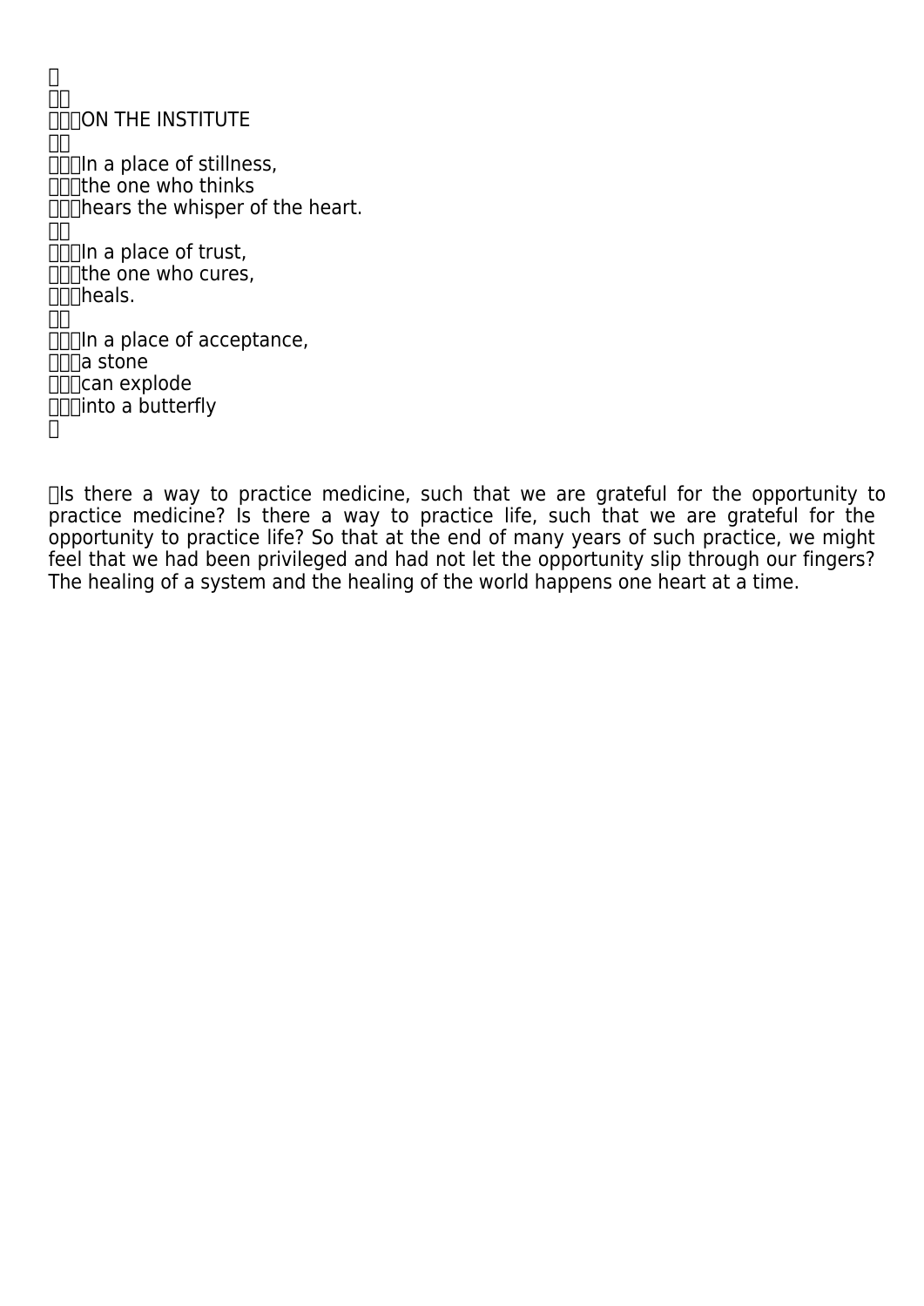## ON THE INSTITUTE

In a place of stillness,
the one who thinks
hears the whisper of the heart.

In a place of trust,
the one who cures,
heals.

In a place of acceptance,
a stone
can explode
into a butterfly

Is there a way to practice medicine, such that we are grateful for the opportunity to practice medicine? Is there a way to practice life, such that we are grateful for the opportunity to practice life? So that at the end of many years of such practice, we might feel that we had been privileged and had not let the opportunity slip through our fingers? The healing of a system and the healing of the world happens one heart at a time.